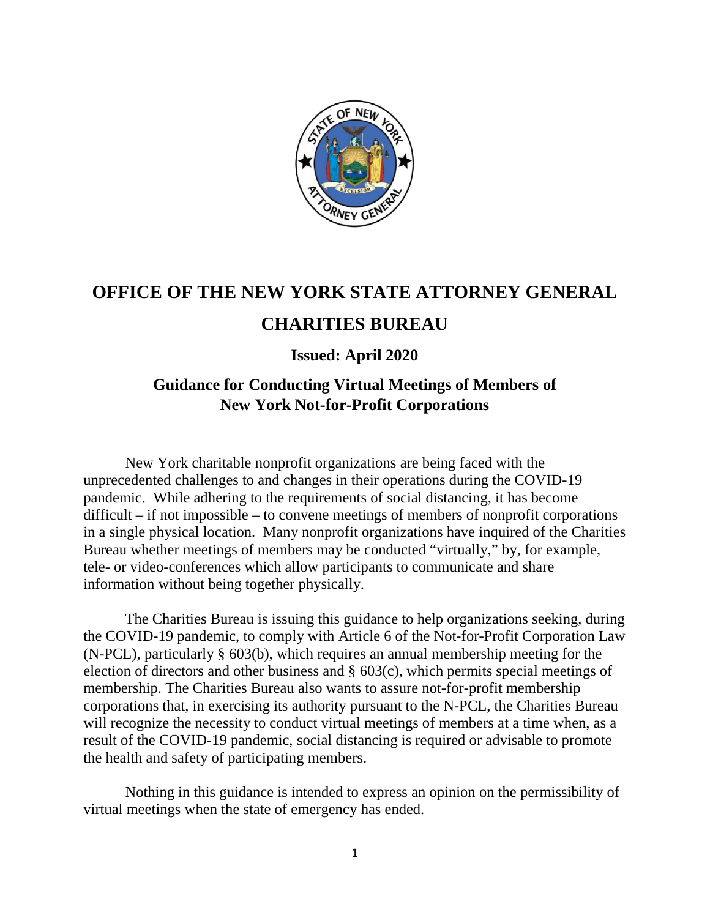# OFFICE OF THE NEW YORK STATE ATTORNEY GENERAL

# CHARITIES BUREAU

### Issued: April 2020

## Guidance for Conducting Virtual Meetings of Members of New York Not-for-Profit Corporations

New York charitable nonprofit organizations are being faced with the unprecedented challenges to and changes in their operations during the COVID-19 pandemic. While adhering to the requirements of social distancing, it has become difficult – if not impossible – to convene meetings of members of nonprofit corporations in a single physical location. Many nonprofit organizations have inquired of the Charities Bureau whether meetings of members may be conducted "virtually," by, for example, tele- or video-conferences which allow participants to communicate and share information without being together physically.

The Charities Bureau is issuing this guidance to help organizations seeking, during the COVID-19 pandemic, to comply with Article 6 of the Not-for-Profit Corporation Law (N-PCL), particularly § 603(b), which requires an annual membership meeting for the election of directors and other business and § 603(c), which permits special meetings of membership. The Charities Bureau also wants to assure not-for-profit membership corporations that, in exercising its authority pursuant to the N-PCL, the Charities Bureau will recognize the necessity to conduct virtual meetings of members at a time when, as a result of the COVID-19 pandemic, social distancing is required or advisable to promote the health and safety of participating members.

Nothing in this guidance is intended to express an opinion on the permissibility of virtual meetings when the state of emergency has ended.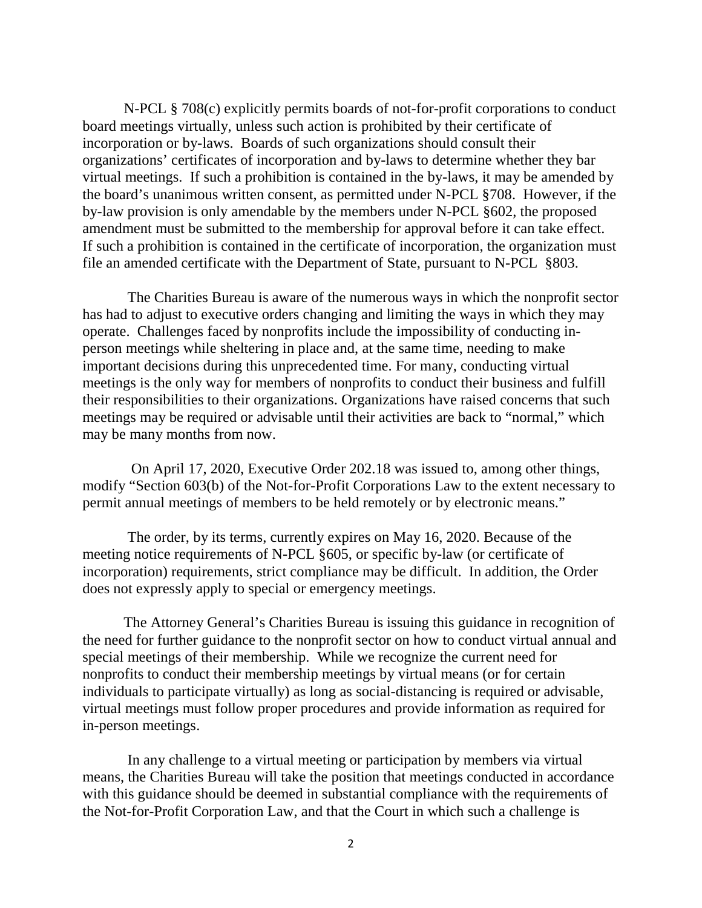N-PCL § 708(c) explicitly permits boards of not-for-profit corporations to conduct board meetings virtually, unless such action is prohibited by their certificate of incorporation or by-laws. Boards of such organizations should consult their organizations' certificates of incorporation and by-laws to determine whether they bar virtual meetings. If such a prohibition is contained in the by-laws, it may be amended by the board's unanimous written consent, as permitted under N-PCL §708. However, if the by-law provision is only amendable by the members under N-PCL §602, the proposed amendment must be submitted to the membership for approval before it can take effect. If such a prohibition is contained in the certificate of incorporation, the organization must file an amended certificate with the Department of State, pursuant to N-PCL §803.

The Charities Bureau is aware of the numerous ways in which the nonprofit sector has had to adjust to executive orders changing and limiting the ways in which they may operate. Challenges faced by nonprofits include the impossibility of conducting in-person meetings while sheltering in place and, at the same time, needing to make important decisions during this unprecedented time. For many, conducting virtual meetings is the only way for members of nonprofits to conduct their business and fulfill their responsibilities to their organizations. Organizations have raised concerns that such meetings may be required or advisable until their activities are back to "normal," which may be many months from now.

On April 17, 2020, Executive Order 202.18 was issued to, among other things, modify "Section 603(b) of the Not-for-Profit Corporations Law to the extent necessary to permit annual meetings of members to be held remotely or by electronic means."

The order, by its terms, currently expires on May 16, 2020. Because of the meeting notice requirements of N-PCL §605, or specific by-law (or certificate of incorporation) requirements, strict compliance may be difficult. In addition, the Order does not expressly apply to special or emergency meetings.

The Attorney General's Charities Bureau is issuing this guidance in recognition of the need for further guidance to the nonprofit sector on how to conduct virtual annual and special meetings of their membership. While we recognize the current need for nonprofits to conduct their membership meetings by virtual means (or for certain individuals to participate virtually) as long as social-distancing is required or advisable, virtual meetings must follow proper procedures and provide information as required for in-person meetings.

In any challenge to a virtual meeting or participation by members via virtual means, the Charities Bureau will take the position that meetings conducted in accordance with this guidance should be deemed in substantial compliance with the requirements of the Not-for-Profit Corporation Law, and that the Court in which such a challenge is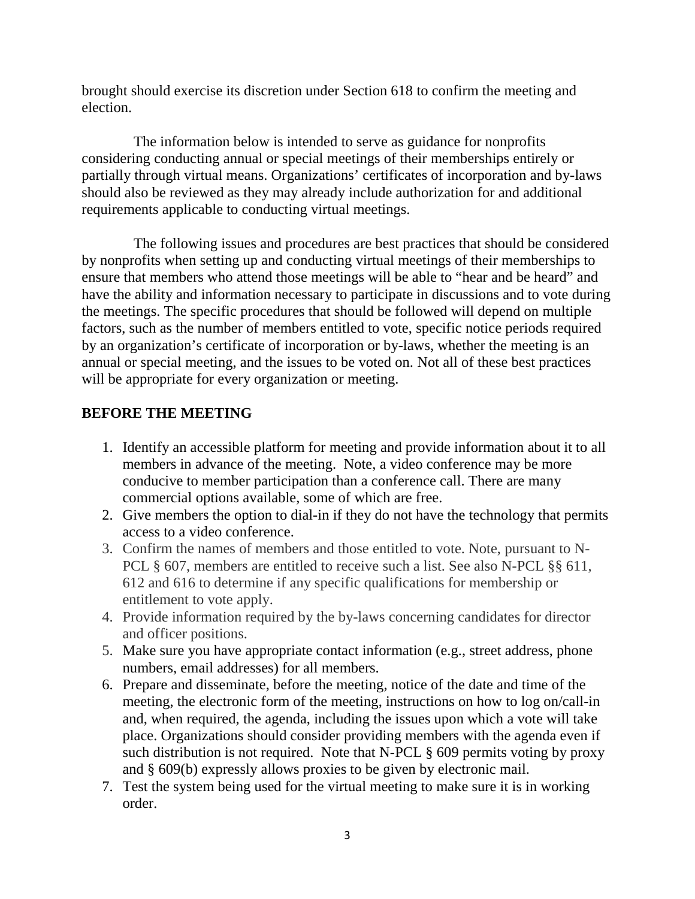brought should exercise its discretion under Section 618 to confirm the meeting and election.

The information below is intended to serve as guidance for nonprofits considering conducting annual or special meetings of their memberships entirely or partially through virtual means. Organizations' certificates of incorporation and by-laws should also be reviewed as they may already include authorization for and additional requirements applicable to conducting virtual meetings.

The following issues and procedures are best practices that should be considered by nonprofits when setting up and conducting virtual meetings of their memberships to ensure that members who attend those meetings will be able to "hear and be heard" and have the ability and information necessary to participate in discussions and to vote during the meetings. The specific procedures that should be followed will depend on multiple factors, such as the number of members entitled to vote, specific notice periods required by an organization's certificate of incorporation or by-laws, whether the meeting is an annual or special meeting, and the issues to be voted on. Not all of these best practices will be appropriate for every organization or meeting.

## BEFORE THE MEETING

1. Identify an accessible platform for meeting and provide information about it to all members in advance of the meeting. Note, a video conference may be more conducive to member participation than a conference call. There are many commercial options available, some of which are free.
2. Give members the option to dial-in if they do not have the technology that permits access to a video conference.
3. Confirm the names of members and those entitled to vote. Note, pursuant to N-PCL § 607, members are entitled to receive such a list. See also N-PCL §§ 611, 612 and 616 to determine if any specific qualifications for membership or entitlement to vote apply.
4. Provide information required by the by-laws concerning candidates for director and officer positions.
5. Make sure you have appropriate contact information (e.g., street address, phone numbers, email addresses) for all members.
6. Prepare and disseminate, before the meeting, notice of the date and time of the meeting, the electronic form of the meeting, instructions on how to log on/call-in and, when required, the agenda, including the issues upon which a vote will take place. Organizations should consider providing members with the agenda even if such distribution is not required. Note that N-PCL § 609 permits voting by proxy and § 609(b) expressly allows proxies to be given by electronic mail.
7. Test the system being used for the virtual meeting to make sure it is in working order.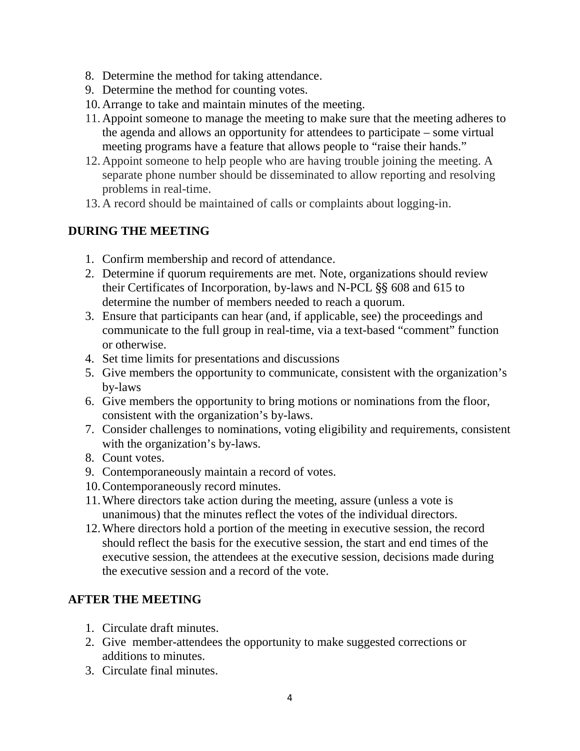8. Determine the method for taking attendance.
9. Determine the method for counting votes.
10. Arrange to take and maintain minutes of the meeting.
11. Appoint someone to manage the meeting to make sure that the meeting adheres to the agenda and allows an opportunity for attendees to participate – some virtual meeting programs have a feature that allows people to "raise their hands."
12. Appoint someone to help people who are having trouble joining the meeting. A separate phone number should be disseminated to allow reporting and resolving problems in real-time.
13. A record should be maintained of calls or complaints about logging-in.

**DURING THE MEETING**

1. Confirm membership and record of attendance.
2. Determine if quorum requirements are met. Note, organizations should review their Certificates of Incorporation, by-laws and N-PCL §§ 608 and 615 to determine the number of members needed to reach a quorum.
3. Ensure that participants can hear (and, if applicable, see) the proceedings and communicate to the full group in real-time, via a text-based "comment" function or otherwise.
4. Set time limits for presentations and discussions
5. Give members the opportunity to communicate, consistent with the organization's by-laws
6. Give members the opportunity to bring motions or nominations from the floor, consistent with the organization's by-laws.
7. Consider challenges to nominations, voting eligibility and requirements, consistent with the organization's by-laws.
8. Count votes.
9. Contemporaneously maintain a record of votes.
10. Contemporaneously record minutes.
11. Where directors take action during the meeting, assure (unless a vote is unanimous) that the minutes reflect the votes of the individual directors.
12. Where directors hold a portion of the meeting in executive session, the record should reflect the basis for the executive session, the start and end times of the executive session, the attendees at the executive session, decisions made during the executive session and a record of the vote.

**AFTER THE MEETING**

1. Circulate draft minutes.
2. Give member-attendees the opportunity to make suggested corrections or additions to minutes.
3. Circulate final minutes.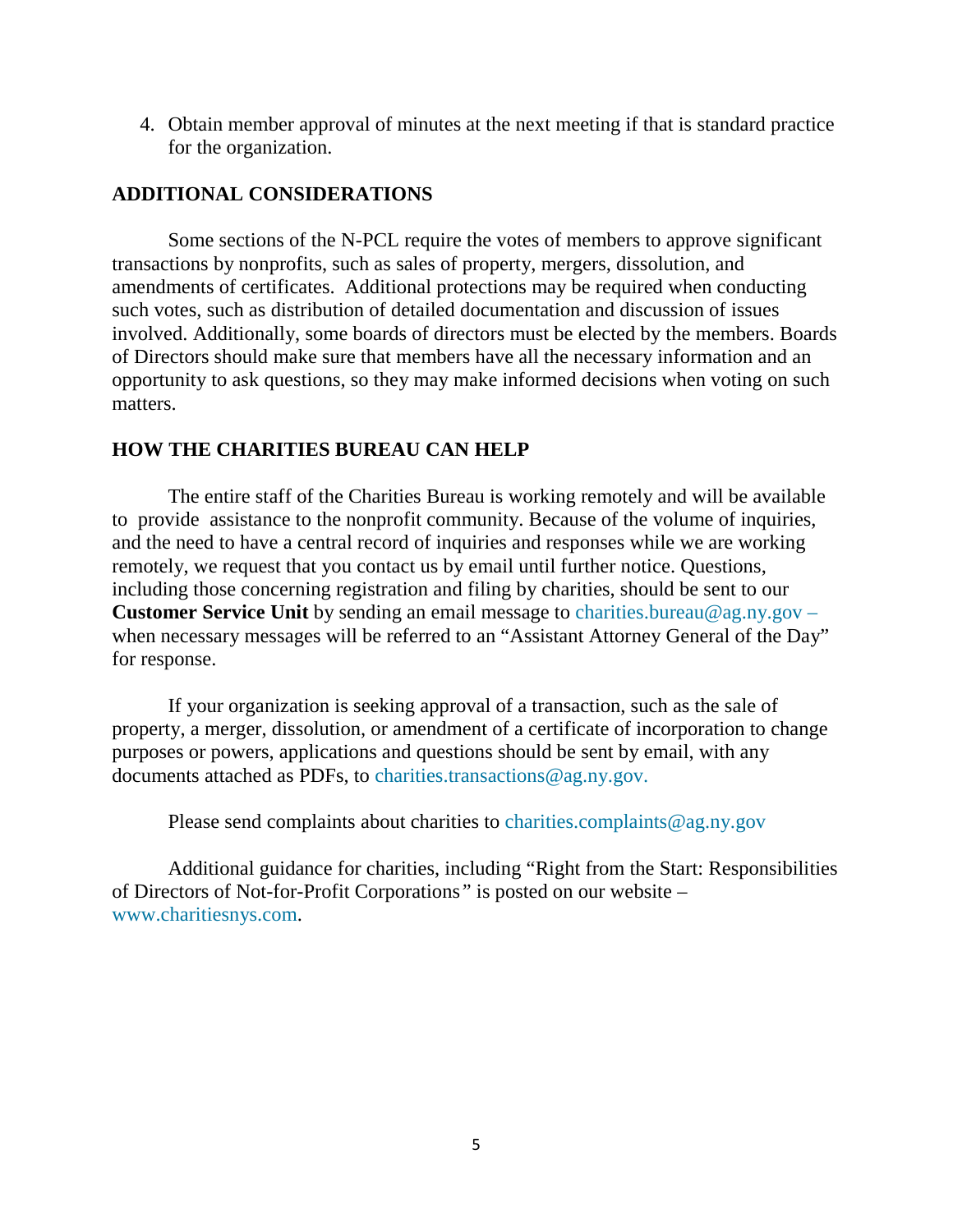4. Obtain member approval of minutes at the next meeting if that is standard practice for the organization.

## ADDITIONAL CONSIDERATIONS

Some sections of the N-PCL require the votes of members to approve significant transactions by nonprofits, such as sales of property, mergers, dissolution, and amendments of certificates. Additional protections may be required when conducting such votes, such as distribution of detailed documentation and discussion of issues involved. Additionally, some boards of directors must be elected by the members. Boards of Directors should make sure that members have all the necessary information and an opportunity to ask questions, so they may make informed decisions when voting on such matters.

## HOW THE CHARITIES BUREAU CAN HELP

The entire staff of the Charities Bureau is working remotely and will be available to provide assistance to the nonprofit community. Because of the volume of inquiries, and the need to have a central record of inquiries and responses while we are working remotely, we request that you contact us by email until further notice. Questions, including those concerning registration and filing by charities, should be sent to our **Customer Service Unit** by sending an email message to charities.bureau@ag.ny.gov – when necessary messages will be referred to an "Assistant Attorney General of the Day" for response.

If your organization is seeking approval of a transaction, such as the sale of property, a merger, dissolution, or amendment of a certificate of incorporation to change purposes or powers, applications and questions should be sent by email, with any documents attached as PDFs, to charities.transactions@ag.ny.gov.

Please send complaints about charities to charities.complaints@ag.ny.gov

Additional guidance for charities, including "Right from the Start: Responsibilities of Directors of Not-for-Profit Corporations" is posted on our website – www.charitiesnys.com.